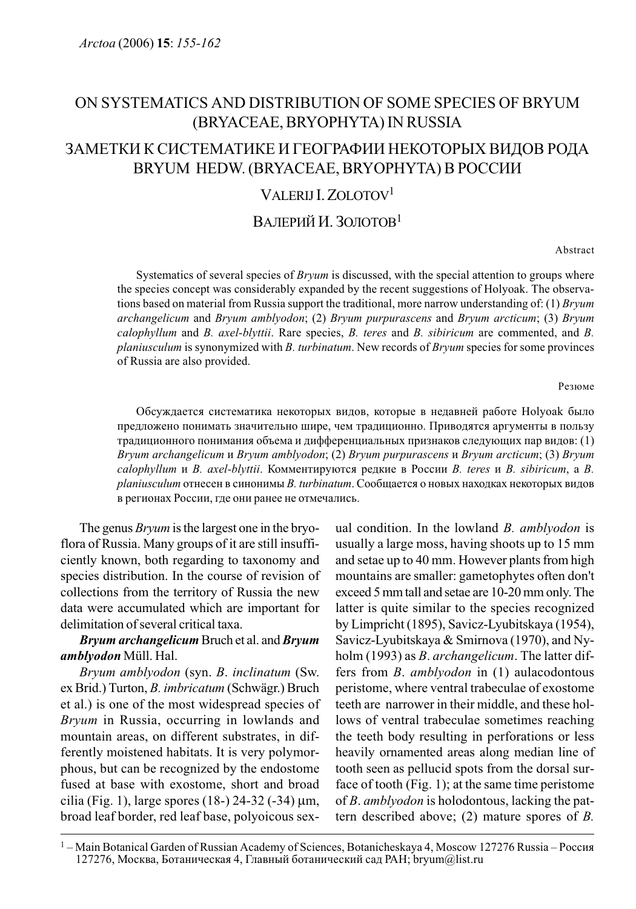# ON SYSTEMATICS AND DISTRIBUTION OF SOME SPECIES OF BRYUM (BRYACEAE, BRYOPHYTA) IN RUSSIA

# ЗАМЕТКИ К СИСТЕМАТИКЕ И ГЕОГРАФИИ НЕКОТОРЫХ ВИДОВ РОДА BRYUM HEDW. (BRYACEAE, BRYOPHYTA) В РОССИИ

VALERIJ I. ZOLOTOV[1]

ВАЛЕРИЙ И. ЗОЛОТОВ[1]

Abstract

Systematics of several species of *Bryum* is discussed, with the special attention to groups where the species concept was considerably expanded by the recent suggestions of Holyoak. The observations based on material from Russia support the traditional, more narrow understanding of: (1) *Bryum archangelicum* and *Bryum amblyodon*; (2) *Bryum purpurascens* and *Bryum arcticum*; (3) *Bryum calophyllum* and *B. axel-blyttii*. Rare species, *B. teres* and *B. sibiricum* are commented, and *B. planiusculum* is synonymized with *B. turbinatum*. New records of *Bryum* species for some provinces of Russia are also provided.

Резюме

Обсуждается систематика некоторых видов, которые в недавней работе Holyoak было предложено понимать значительно шире, чем традиционно. Приводятся аргументы в пользу традиционного понимания объема и дифференциальных признаков следующих пар видов: (1) *Bryum archangelicum* и *Bryum amblyodon*; (2) *Bryum purpurascens* и *Bryum arcticum*; (3) *Bryum calophyllum* и *B. axel-blyttii*. Комментируются редкие в России *B. teres* и *B. sibiricum*, а *B. planiusculum* отнесен в синонимы *B. turbinatum*. Сообщается о новых находках некоторых видов в регионах России, где они ранее не отмечались.

The genus *Bryum* is the largest one in the bryoflora of Russia. Many groups of it are still insufficiently known, both regarding to taxonomy and species distribution. In the course of revision of collections from the territory of Russia the new data were accumulated which are important for delimitation of several critical taxa.

***Bryum archangelicum*** **Bruch et al. and *Bryum amblyodon*** **Müll. Hal.**

*Bryum amblyodon* (syn. *B. inclinatum* (Sw. ex Brid.) Turton, *B. imbricatum* (Schwägr.) Bruch et al.) is one of the most widespread species of *Bryum* in Russia, occurring in lowlands and mountain areas, on different substrates, in differently moistened habitats. It is very polymorphous, but can be recognized by the endostome fused at base with exostome, short and broad cilia (Fig. 1), large spores (18-) 24-32 (-34) μm, broad leaf border, red leaf base, polyoicous sexual condition. In the lowland *B. amblyodon* is usually a large moss, having shoots up to 15 mm and setae up to 40 mm. However plants from high mountains are smaller: gametophytes often don't exceed 5 mm tall and setae are 10-20 mm only. The latter is quite similar to the species recognized by Limpricht (1895), Savicz-Lyubitskaya (1954), Savicz-Lyubitskaya & Smirnova (1970), and Nyholm (1993) as *B. archangelicum*. The latter differs from *B. amblyodon* in (1) aulacodontous peristome, where ventral trabeculae of exostome teeth are narrower in their middle, and these hollows of ventral trabeculae sometimes reaching the teeth body resulting in perforations or less heavily ornamented areas along median line of tooth seen as pellucid spots from the dorsal surface of tooth (Fig. 1); at the same time peristome of *B. amblyodon* is holodontous, lacking the pattern described above; (2) mature spores of *B.*

[1] – Main Botanical Garden of Russian Academy of Sciences, Botanicheskaya 4, Moscow 127276 Russia – Россия 127276, Москва, Ботаническая 4, Главный ботанический сад РАН; bryum@list.ru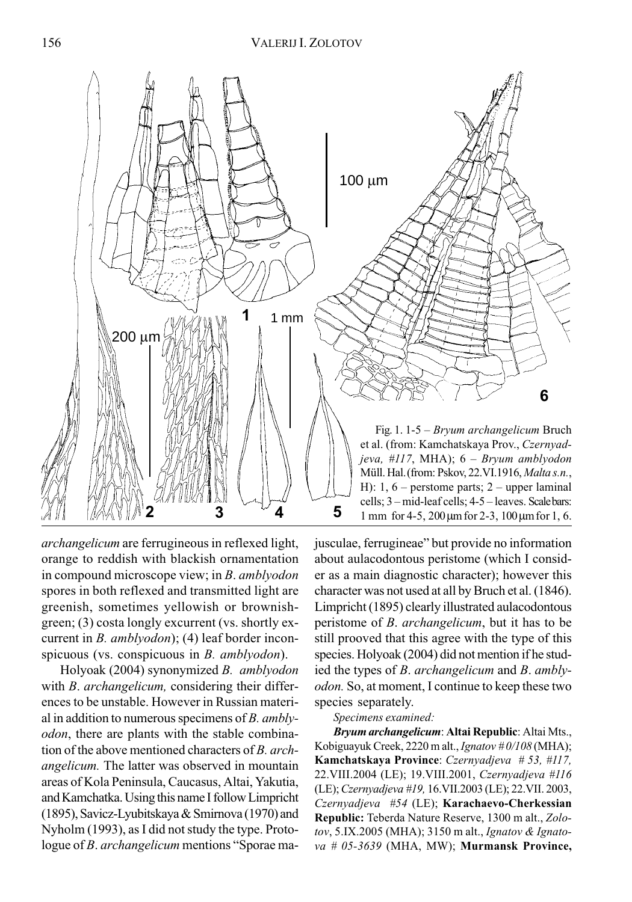Fig. 1. 1-5 – *Bryum archangelicum* Bruch et al. (from: Kamchatskaya Prov., *Czernyadjeva, #117*, MHA); 6 – *Bryum amblyodon* Müll. Hal. (from: Pskov, 22.VI.1916, *Malta s.n.*, H): 1, 6 – perstome parts; 2 – upper laminal cells; 3 – mid-leaf cells; 4-5 – leaves. Scale bars: 1 mm for 4-5, 200 µm for 2-3, 100 µm for 1, 6.

*archangelicum* are ferrugineous in reflexed light, orange to reddish with blackish ornamentation in compound microscope view; in *B. amblyodon* spores in both reflexed and transmitted light are greenish, sometimes yellowish or brownish-green; (3) costa longly excurrent (vs. shortly excurrent in *B. amblyodon*); (4) leaf border inconspicuous (vs. conspicuous in *B. amblyodon*).

Holyoak (2004) synonymized *B. amblyodon* with *B. archangelicum,* considering their differences to be unstable. However in Russian material in addition to numerous specimens of *B. amblyodon*, there are plants with the stable combination of the above mentioned characters of *B. archangelicum.* The latter was observed in mountain areas of Kola Peninsula, Caucasus, Altai, Yakutia, and Kamchatka. Using this name I follow Limpricht (1895), Savicz-Lyubitskaya & Smirnova (1970) and Nyholm (1993), as I did not study the type. Protologue of *B. archangelicum* mentions "Sporae majusculae, ferrugineae" but provide no information about aulacodontous peristome (which I consider as a main diagnostic character); however this character was not used at all by Bruch et al. (1846). Limpricht (1895) clearly illustrated aulacodontous peristome of *B. archangelicum*, but it has to be still prooved that this agree with the type of this species. Holyoak (2004) did not mention if he studied the types of *B. archangelicum* and *B. amblyodon.* So, at moment, I continue to keep these two species separately.

*Specimens examined:*

***Bryum archangelicum***: **Altai Republic**: Altai Mts., Kobiguayuk Creek, 2220 m alt., *Ignatov # 0/108* (MHA); **Kamchatskaya Province**: *Czernyadjeva # 53, #117,* 22.VIII.2004 (LE); 19.VIII.2001, *Czernyadjeva #116* (LE); *Czernyadjeva #19,* 16.VII.2003 (LE); 22.VII. 2003, *Czernyadjeva #54* (LE); **Karachaevo-Cherkessian Republic:** Teberda Nature Reserve, 1300 m alt., *Zolotov*, 5.IX.2005 (MHA); 3150 m alt., *Ignatov & Ignatova # 05-3639* (MHA, MW); **Murmansk Province,**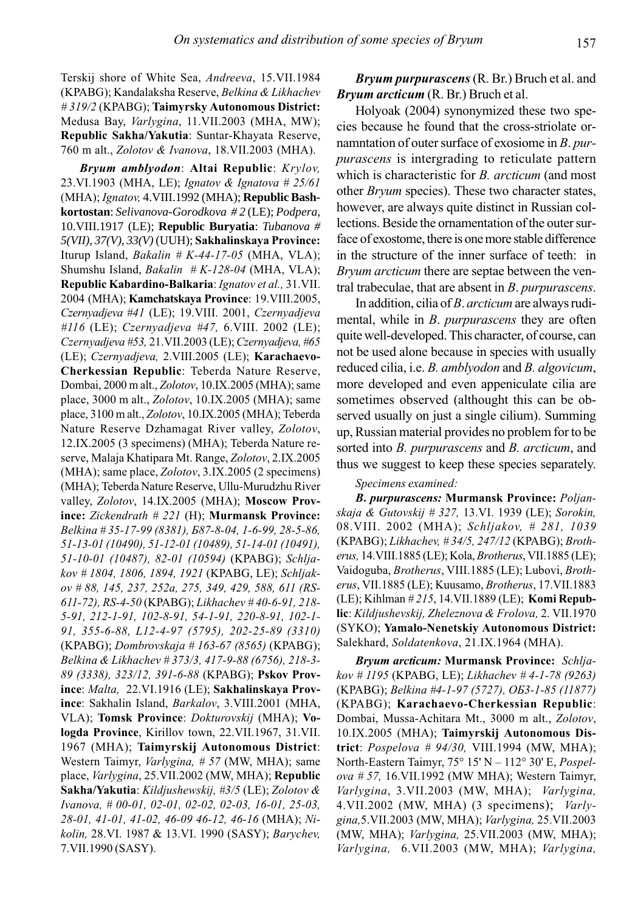Terskij shore of White Sea, *Andreeva*, 15.VII.1984 (KPABG); Kandalaksha Reserve, *Belkina & Likhachev # 319/2* (KPABG); **Taimyrsky Autonomous District:** Medusa Bay, *Varlygina*, 11.VII.2003 (MHA, MW); **Republic Sakha/Yakutia**: Suntar-Khayata Reserve, 760 m alt., *Zolotov & Ivanova*, 18.VII.2003 (MHA).

***Bryum amblyodon***: **Altai Republic**: *Krylov,* 23.VI.1903 (MHA, LE); *Ignatov & Ignatova # 25/61* (MHA); *Ignatov,* 4.VIII.1992 (MHA); **Republic Bashkortostan**: *Selivanova-Gorodkova # 2* (LE); *Podpera,* 10.VIII.1917 (LE); **Republic Buryatia**: *Tubanova # 5(VII), 37(V), 33(V)* (UUH); **Sakhalinskaya Province:** Iturup Island, *Bakalin # K-44-17-05* (MHA, VLA); Shumshu Island, *Bakalin # K-128-04* (MHA, VLA); **Republic Kabardino-Balkaria**: *Ignatov et al.,* 31.VII. 2004 (MHA); **Kamchatskaya Province**: 19.VIII.2005, *Czernyadjeva #41* (LE); 19.VIII. 2001, *Czernyadjeva #116* (LE); *Czernyadjeva #47,* 6.VIII. 2002 (LE); *Czernyadjeva #53,* 21.VII.2003 (LE); *Czernyadjeva, #65* (LE); *Czernyadjeva,* 2.VIII.2005 (LE); **Karachaevo-Cherkessian Republic**: Teberda Nature Reserve, Dombai, 2000 m alt., *Zolotov*, 10.IX.2005 (MHA); same place, 3000 m alt., *Zolotov*, 10.IX.2005 (MHA); same place, 3100 m alt., *Zolotov*, 10.IX.2005 (MHA); Teberda Nature Reserve Dzhamagat River valley, *Zolotov*, 12.IX.2005 (3 specimens) (MHA); Teberda Nature reserve, Malaja Khatipara Mt. Range, *Zolotov*, 2.IX.2005 (MHA); same place, *Zolotov*, 3.IX.2005 (2 specimens) (MHA); Teberda Nature Reserve, Ullu-Murudzhu River valley, *Zolotov*, 14.IX.2005 (MHA); **Moscow Province:** *Zickendrath # 221* (H); **Murmansk Province:** *Belkina # 35-17-99 (8381), Б87-8-04, 1-6-99, 28-5-86, 51-13-01 (10490), 51-12-01 (10489), 51-14-01 (10491), 51-10-01 (10487), 82-01 (10594)* (KPABG); *Schljakov # 1804, 1806, 1894, 1921* (KPABG, LE); *Schljakov # 88, 145, 237, 252a, 275, 349, 429, 588, 611 (RS-611-72), RS-4-50* (KPABG); *Likhachev # 40-6-91, 218-5-91, 212-1-91, 102-8-91, 54-1-91, 220-8-91, 102-1-91, 355-6-88, L12-4-97 (5795), 202-25-89 (3310)* (KPABG); *Dombrovskaja # 163-67 (8565)* (KPABG); *Belkina & Likhachev # 373/3, 417-9-88 (6756), 218-3-89 (3338), 323/12, 391-6-88* (KPABG); **Pskov Province**: *Malta,* 22.VI.1916 (LE); **Sakhalinskaya Province**: Sakhalin Island, *Barkalov*, 3.VIII.2001 (MHA, VLA); **Tomsk Province**: *Dokturovskij* (MHA); **Vologda Province**, Kirillov town, 22.VII.1967, 31.VII. 1967 (MHA); **Taimyrskij Autonomous District**: Western Taimyr, *Varlygina, # 57* (MW, MHA); same place, *Varlygina*, 25.VII.2002 (MW, MHA); **Republic Sakha/Yakutia**: *Kildjushewskij, #3/5* (LE); *Zolotov & Ivanova, # 00-01, 02-01, 02-02, 02-03, 16-01, 25-03, 28-01, 41-01, 41-02, 46-09 46-12, 46-16* (MHA); *Nikolin,* 28.VI. 1987 & 13.VI. 1990 (SASY); *Barychev,* 7.VII.1990 (SASY).

***Bryum purpurascens*** (R. Br.) Bruch et al. and ***Bryum arcticum*** (R. Br.) Bruch et al.

Holyoak (2004) synonymized these two species because he found that the cross-striolate ornamntation of outer surface of exosiome in *B*. *purpurascens* is intergrading to reticulate pattern which is characteristic for *B. arcticum* (and most other *Bryum* species). These two character states, however, are always quite distinct in Russian collections. Beside the ornamentation of the outer surface of exostome, there is one more stable difference in the structure of the inner surface of teeth: in *Bryum arcticum* there are septae between the ventral trabeculae, that are absent in *B*. *purpurascens*.

In addition, cilia of *B*. *arcticum* are always rudimental, while in *B*. *purpurascens* they are often quite well-developed. This character, of course, can not be used alone because in species with usually reduced cilia, i.e. *B. amblyodon* and *B. algovicum*, more developed and even appeniculate cilia are sometimes observed (althought this can be observed usually on just a single cilium). Summing up, Russian material provides no problem for to be sorted into *B. purpurascens* and *B. arcticum*, and thus we suggest to keep these species separately.

*Specimens examined:*

***B***. ***purpurascens:*** **Murmansk Province:** *Poljanskaja & Gutovskij # 327,* 13.VI. 1939 (LE); *Sorokin,* 08.VIII. 2002 (MHA); *Schljakov, # 281, 1039* (KPABG); *Likhachev, # 34/5, 247/12* (KPABG); *Brotherus,* 14.VIII.1885 (LE); Kola, *Brotherus*, VII.1885 (LE); Vaidoguba, *Brotherus*, VIII.1885 (LE); Lubovi, *Brotherus*, VII.1885 (LE); Kuusamo, *Brotherus*, 17.VII.1883 (LE); Kihlman *# 215*, 14.VII.1889 (LE); **Komi Republic**: *Kildjushevskij, Zheleznova & Frolova,* 2. VII.1970 (SYKO); **Yamalo-Nenetskiy Autonomous District:** Salekhard, *Soldatenkova*, 21.IX.1964 (MHA).

***Bryum arcticum:*** **Murmansk Province:** *Schljakov # 1195* (KPABG, LE); *Likhachev # 4-1-78 (9263)* (KPABG); *Belkina #4-1-97 (5727), ОБ3-1-85 (11877)* (KPABG); **Karachaevo-Cherkessian Republic**: Dombai, Mussa-Achitara Mt., 3000 m alt., *Zolotov*, 10.IX.2005 (MHA); **Taimyrskij Autonomous District**: *Pospelova # 94/30,* VIII.1994 (MW, MHA); North-Eastern Taimyr, 75° 15' N – 112° 30' E, *Pospelova # 57,* 16.VII.1992 (MW MHA); Western Taimyr, *Varlygina*, 3.VII.2003 (MW, MHA); *Varlygina,* 4.VII.2002 (MW, MHA) (3 specimens); *Varlygina,*5.VII.2003 (MW, MHA); *Varlygina,* 25.VII.2003 (MW, MHA); *Varlygina,* 25.VII.2003 (MW, MHA); *Varlygina,* 6.VII.2003 (MW, MHA); *Varlygina,*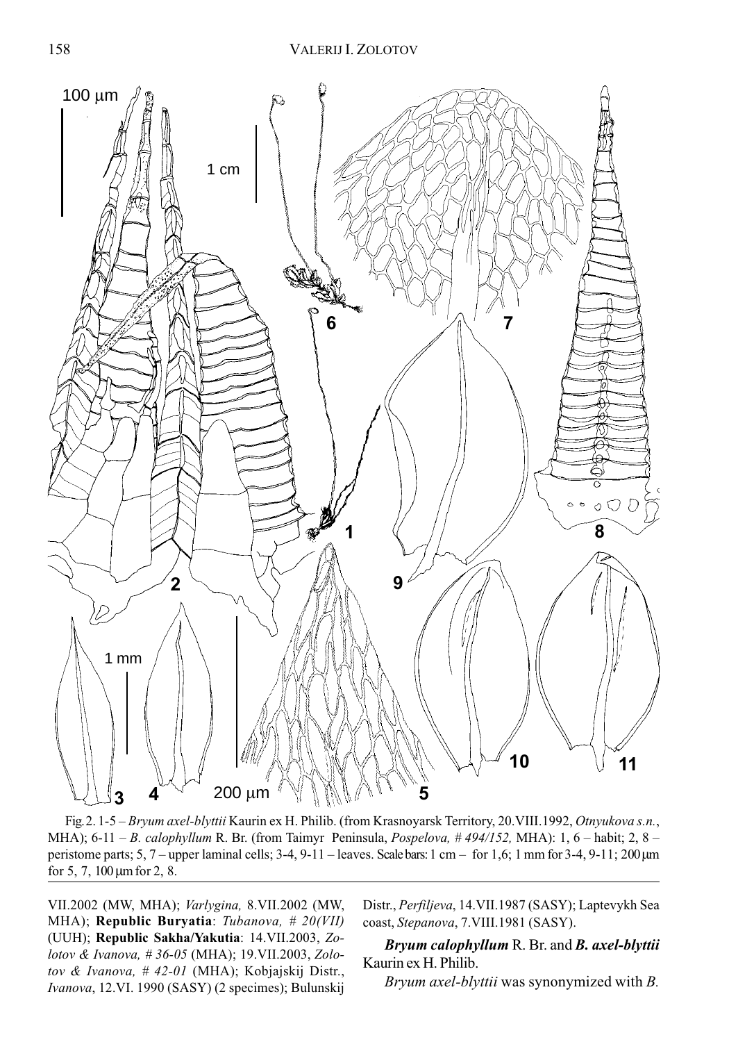Fig. 2. 1-5 – *Bryum axel-blyttii* Kaurin ex H. Philib. (from Krasnoyarsk Territory, 20.VIII.1992, *Otnyukova s.n.*, MHA); 6-11 – *B. calophyllum* R. Br. (from Taimyr Peninsula, *Pospelova, # 494/152,* MHA): 1, 6 – habit; 2, 8 – peristome parts; 5, 7 – upper laminal cells; 3-4, 9-11 – leaves. Scale bars: 1 cm – for 1,6; 1 mm for 3-4, 9-11; 200 µm for 5, 7, 100 µm for 2, 8.

VII.2002 (MW, MHA); *Varlygina,* 8.VII.2002 (MW, MHA); **Republic Buryatia**: *Tubanova, # 20(VII)* (UUH); **Republic Sakha/Yakutia**: 14.VII.2003, *Zolotov & Ivanova, # 36-05* (MHA); 19.VII.2003, *Zolotov & Ivanova, # 42-01* (MHA); Kobjajskij Distr., *Ivanova*, 12.VI. 1990 (SASY) (2 specimes); Bulunskij Distr., *Perfiljeva*, 14.VII.1987 (SASY); Laptevykh Sea coast, *Stepanova*, 7.VIII.1981 (SASY).

***Bryum calophyllum*** **R. Br. and** ***B. axel-blyttii*** **Kaurin ex H. Philib.**

*Bryum axel-blyttii* was synonymized with *B.*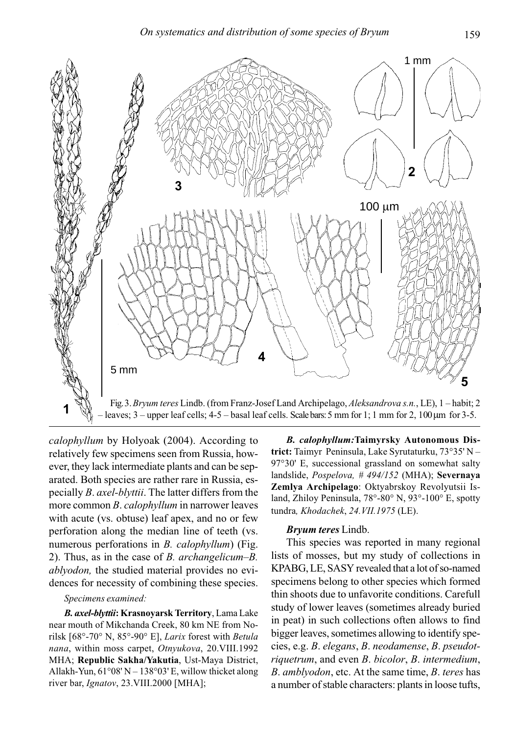Fig. 3. *Bryum teres* Lindb. (from Franz-Josef Land Archipelago, *Aleksandrova s.n.*, LE), 1 – habit; 2 – leaves; 3 – upper leaf cells; 4-5 – basal leaf cells. Scale bars: 5 mm for 1; 1 mm for 2, 100 µm for 3-5.

*calophyllum* by Holyoak (2004). According to relatively few specimens seen from Russia, however, they lack intermediate plants and can be separated. Both species are rather rare in Russia, especially *B. axel-blyttii*. The latter differs from the more common *B. calophyllum* in narrower leaves with acute (vs. obtuse) leaf apex, and no or few perforation along the median line of teeth (vs. numerous perforations in *B. calophyllum*) (Fig. 2). Thus, as in the case of *B. archangelicum–B. ablyodon,* the studied material provides no evidences for necessity of combining these species.

*Specimens examined:*

***B. axel-blyttii*:** **Krasnoyarsk Territory**, Lama Lake near mouth of Mikchanda Creek, 80 km NE from Norilsk [68°-70° N, 85°-90° E], *Larix* forest with *Betula nana*, within moss carpet, *Otnyukova*, 20.VIII.1992 MHA; **Republic Sakha/Yakutia**, Ust-Maya District, Allakh-Yun, 61°08' N – 138°03' E, willow thicket along river bar, *Ignatov*, 23.VIII.2000 [MHA];

***B. calophyllum:*** **Taimyrsky Autonomous District:** Taimyr Peninsula, Lake Syrutaturku, 73°35' N – 97°30' E, successional grassland on somewhat salty landslide, *Pospelova, # 494/152* (MHA); **Severnaya Zemlya Archipelago**: Oktyabrskoy Revolyutsii Island, Zhiloy Peninsula, 78°-80° N, 93°-100° E, spotty tundra*, Khodachek*, *24.VII.1975* (LE).

### *Bryum teres* Lindb.

This species was reported in many regional lists of mosses, but my study of collections in KPABG, LE, SASY revealed that a lot of so-named specimens belong to other species which formed thin shoots due to unfavorite conditions. Carefull study of lower leaves (sometimes already buried in peat) in such collections often allows to find bigger leaves, sometimes allowing to identify species, e.g. *B. elegans*, *B. neodamense*, *B. pseudotriquetrum*, and even *B. bicolor*, *B. intermedium*, *B. amblyodon*, etc. At the same time, *B. teres* has a number of stable characters: plants in loose tufts,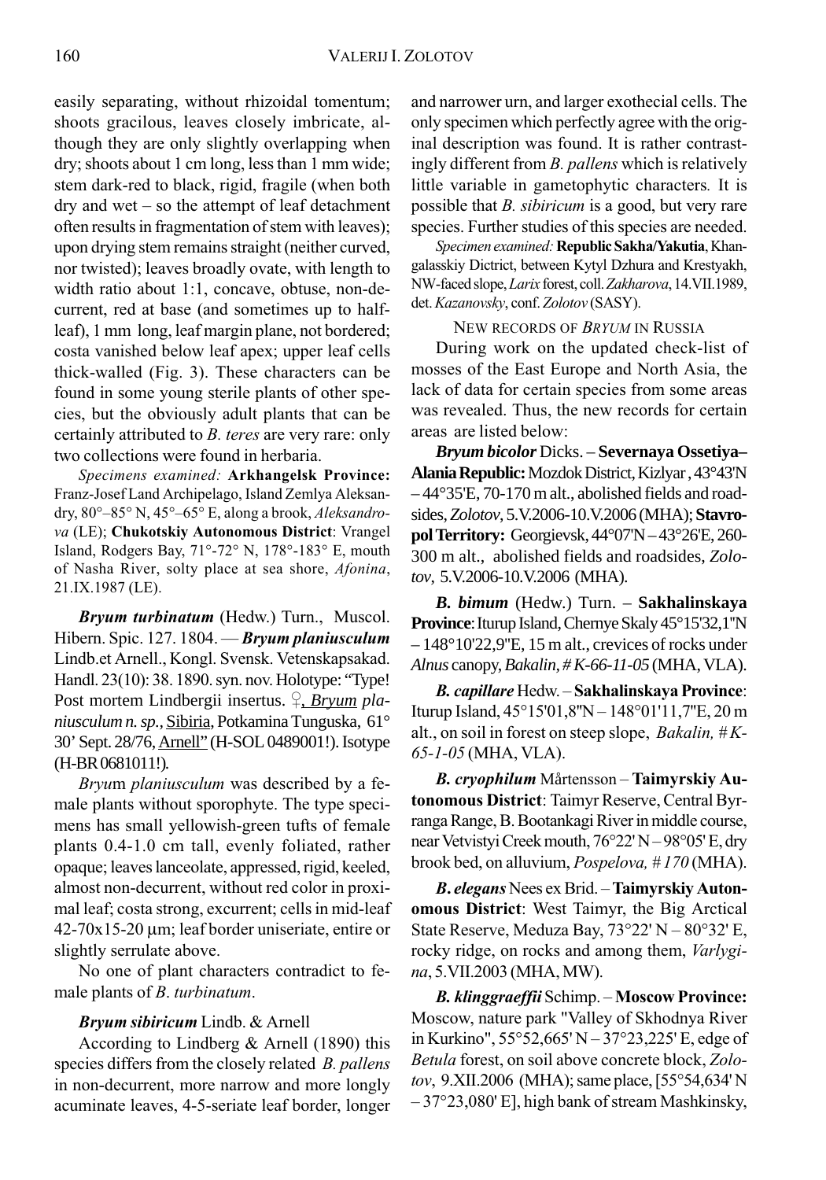easily separating, without rhizoidal tomentum; shoots gracilous, leaves closely imbricate, although they are only slightly overlapping when dry; shoots about 1 cm long, less than 1 mm wide; stem dark-red to black, rigid, fragile (when both dry and wet – so the attempt of leaf detachment often results in fragmentation of stem with leaves); upon drying stem remains straight (neither curved, nor twisted); leaves broadly ovate, with length to width ratio about 1:1, concave, obtuse, non-decurrent, red at base (and sometimes up to half-leaf), 1 mm long, leaf margin plane, not bordered; costa vanished below leaf apex; upper leaf cells thick-walled (Fig. 3). These characters can be found in some young sterile plants of other species, but the obviously adult plants that can be certainly attributed to *B. teres* are very rare: only two collections were found in herbaria.

*Specimens examined:* **Arkhangelsk Province:** Franz-Josef Land Archipelago, Island Zemlya Aleksandry, 80°–85° N, 45°–65° E, along a brook, *Aleksandrova* (LE); **Chukotskiy Autonomous District**: Vrangel Island, Rodgers Bay, 71°-72° N, 178°-183° E, mouth of Nasha River, solty place at sea shore, *Afonina*, 21.IX.1987 (LE).

***Bryum turbinatum*** (Hedw.) Turn., Muscol. Hibern. Spic. 127. 1804. — ***Bryum planiusculum*** Lindb.et Arnell., Kongl. Svensk. Vetenskapsakad. Handl. 23(10): 38. 1890. syn. nov. Holotype: "Type! Post mortem Lindbergii insertus. ♀, *Bryum planiusculum n. sp.*, Sibiria, Potkamina Tunguska, 61° 30' Sept. 28/76, Arnell" (H-SOL 0489001!). Isotype (H-BR 0681011!).

*Bryum planiusculum* was described by a female plants without sporophyte. The type specimens has small yellowish-green tufts of female plants 0.4-1.0 cm tall, evenly foliated, rather opaque; leaves lanceolate, appressed, rigid, keeled, almost non-decurrent, without red color in proximal leaf; costa strong, excurrent; cells in mid-leaf 42-70x15-20 μm; leaf border uniseriate, entire or slightly serrulate above.

No one of plant characters contradict to female plants of *B. turbinatum*.

***Bryum sibiricum*** Lindb. & Arnell

According to Lindberg & Arnell (1890) this species differs from the closely related *B. pallens* in non-decurrent, more narrow and more longly acuminate leaves, 4-5-seriate leaf border, longer and narrower urn, and larger exothecial cells. The only specimen which perfectly agree with the original description was found. It is rather contrastingly different from *B. pallens* which is relatively little variable in gametophytic characters. It is possible that *B. sibiricum* is a good, but very rare species. Further studies of this species are needed.

*Specimen examined:* **Republic Sakha/Yakutia**, Khangalasskiy Dictrict, between Kytyl Dzhura and Krestyakh, NW-faced slope, *Larix* forest, coll. *Zakharova*, 14.VII.1989, det. *Kazanovsky*, conf. *Zolotov* (SASY).

## New records of *Bryum* in Russia

During work on the updated check-list of mosses of the East Europe and North Asia, the lack of data for certain species from some areas was revealed. Thus, the new records for certain areas are listed below:

***Bryum bicolor*** Dicks. – **Severnaya Ossetiya–Alania Republic:** Mozdok District, Kizlyar, 43°43'N – 44°35'E, 70-170 m alt., abolished fields and roadsides, *Zolotov*, 5.V.2006-10.V.2006 (MHA); **Stavropol Territory:** Georgievsk, 44°07'N – 43°26'E, 260-300 m alt., abolished fields and roadsides, *Zolotov*, 5.V.2006-10.V.2006 (MHA).

***B. bimum*** (Hedw.) Turn. – **Sakhalinskaya Province**: Iturup Island, Chernye Skaly 45°15'32,1"N – 148°10'22,9"E, 15 m alt., crevices of rocks under *Alnus* canopy, *Bakalin, # K-66-11-05* (MHA, VLA).

***B. capillare*** Hedw. – **Sakhalinskaya Province**: Iturup Island, 45°15'01,8"N – 148°01'11,7"E, 20 m alt., on soil in forest on steep slope, *Bakalin, # K-65-1-05* (MHA, VLA).

***B. cryophilum*** Mårtensson – **Taimyrskiy Autonomous District**: Taimyr Reserve, Central Byrranga Range, B. Bootankagi River in middle course, near Vetvistyi Creek mouth, 76°22' N – 98°05' E, dry brook bed, on alluvium, *Pospelova, # 170* (MHA).

***B. elegans*** Nees ex Brid. – **Taimyrskiy Autonomous District**: West Taimyr, the Big Arctical State Reserve, Meduza Bay, 73°22' N – 80°32' E, rocky ridge, on rocks and among them, *Varlygina*, 5.VII.2003 (MHA, MW).

***B. klinggraeffii*** Schimp. – **Moscow Province:** Moscow, nature park "Valley of Skhodnya River in Kurkino", 55°52,665' N – 37°23,225' E, edge of *Betula* forest, on soil above concrete block, *Zolotov*, 9.XII.2006 (MHA); same place, [55°54,634' N – 37°23,080' E], high bank of stream Mashkinsky,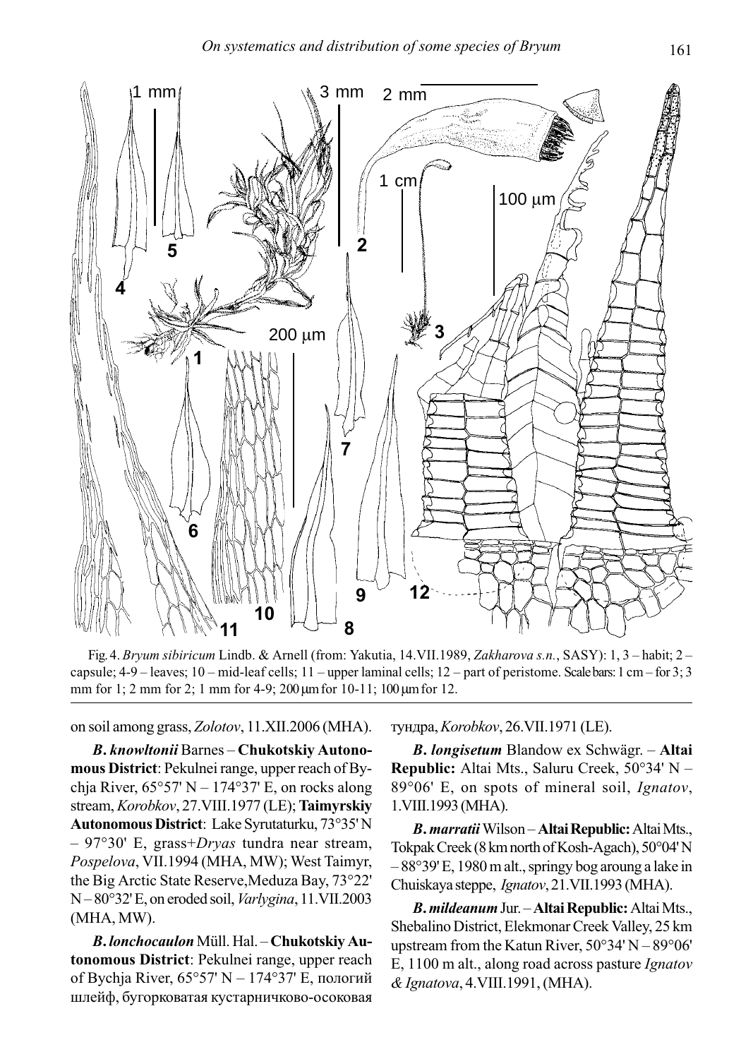Fig. 4. *Bryum sibiricum* Lindb. & Arnell (from: Yakutia, 14.VII.1989, *Zakharova s.n.*, SASY): 1, 3 – habit; 2 – capsule; 4-9 – leaves; 10 – mid-leaf cells; 11 – upper laminal cells; 12 – part of peristome. Scale bars: 1 cm – for 3; 3 mm for 1; 2 mm for 2; 1 mm for 4-9; 200 μm for 10-11; 100 μm for 12.

on soil among grass, *Zolotov*, 11.XII.2006 (MHA).

***B. knowltonii*** Barnes – **Chukotskiy Autonomous District**: Pekulnei range, upper reach of Bychja River, 65°57' N – 174°37' E, on rocks along stream, *Korobkov*, 27.VIII.1977 (LE); **Taimyrskiy Autonomous District**: Lake Syrutaturku, 73°35' N – 97°30' E, grass+*Dryas* tundra near stream, *Pospelova*, VII.1994 (MHA, MW); West Taimyr, the Big Arctic State Reserve, Meduza Bay, 73°22' N – 80°32' E, on eroded soil, *Varlygina*, 11.VII.2003 (MHA, MW).

***B. lonchocaulon*** Müll. Hal. – **Chukotskiy Autonomous District**: Pekulnei range, upper reach of Bychja River, 65°57' N – 174°37' E, пологий шлейф, бугорковатая кустарничково-осоковая тундра, *Korobkov*, 26.VII.1971 (LE).

***B. longisetum*** Blandow ex Schwägr. – **Altai Republic:** Altai Mts., Saluru Creek, 50°34' N – 89°06' E, on spots of mineral soil, *Ignatov*, 1.VIII.1993 (MHA).

***B. marratii*** Wilson – **Altai Republic:** Altai Mts., Tokpak Creek (8 km north of Kosh-Agach), 50°04' N – 88°39' E, 1980 m alt., springy bog aroung a lake in Chuiskaya steppe, *Ignatov*, 21.VII.1993 (MHA).

***B. mildeanum*** Jur. – **Altai Republic:** Altai Mts., Shebalino District, Elekmonar Creek Valley, 25 km upstream from the Katun River, 50°34' N – 89°06' E, 1100 m alt., along road across pasture *Ignatov & Ignatova*, 4.VIII.1991, (MHA).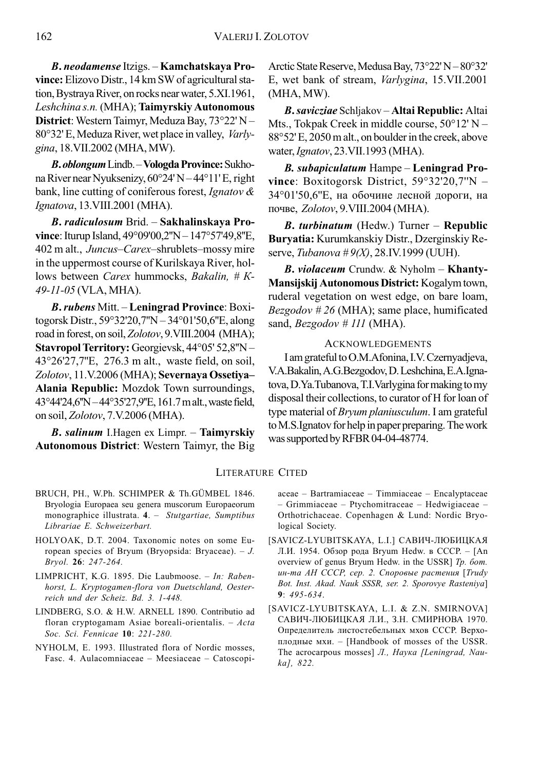***B. neodamense*** Itzigs. – **Kamchatskaya Province:** Elizovo Distr., 14 km SW of agricultural station, Bystraya River, on rocks near water, 5.XI.1961, *Leshchina s.n.* (MHA); **Taimyrskiy Autonomous District**: Western Taimyr, Meduza Bay, 73°22' N – 80°32' E, Meduza River, wet place in valley, *Varlygina*, 18.VII.2002 (MHA, MW).

***B. oblongum*** Lindb. – **Vologda Province:** Sukhona River near Nyuksenizy, 60°24' N – 44°11' E, right bank, line cutting of coniferous forest, *Ignatov & Ignatova*, 13.VIII.2001 (MHA).

***B. radiculosum*** Brid. – **Sakhalinskaya Province**: Iturup Island, 49°09'00,2"N – 147°57'49,8"E, 402 m alt., *Juncus–Carex*–shrublets–mossy mire in the uppermost course of Kurilskaya River, hollows between *Carex* hummocks, *Bakalin, # K-49-11-05* (VLA, MHA).

***B. rubens*** Mitt. – **Leningrad Province**: Boxitogorsk Distr., 59°32'20,7"N – 34°01'50,6"E, along road in forest, on soil, *Zolotov*, 9.VIII.2004 (MHA); **Stavropol Territory:** Georgievsk, 44°05' 52,8"N – 43°26'27,7"E, 276.3 m alt., waste field, on soil, *Zolotov*, 11.V.2006 (MHA); **Severnaya Ossetiya–Alania Republic:** Mozdok Town surroundings, 43°44'24,6"N – 44°35'27,9"E, 161.7 m alt., waste field, on soil, *Zolotov*, 7.V.2006 (MHA).

***B. salinum*** I.Hagen ex Limpr. – **Taimyrskiy Autonomous District**: Western Taimyr, the Big Arctic State Reserve, Medusa Bay, 73°22' N – 80°32' E, wet bank of stream, *Varlygina*, 15.VII.2001 (MHA, MW).

***B. savicziae*** Schljakov – **Altai Republic:** Altai Mts., Tokpak Creek in middle course, 50°12' N – 88°52' E, 2050 m alt., on boulder in the creek, above water, *Ignatov*, 23.VII.1993 (MHA).

***B. subapiculatum*** Hampe – **Leningrad Province**: Boxitogorsk District, 59°32'20,7''N – 34°01'50,6''E, на обочине лесной дороги, на почве, *Zolotov*, 9.VIII.2004 (MHA).

***B. turbinatum*** (Hedw.) Turner – **Republic Buryatia:** Kurumkanskiy Distr., Dzerginskiy Reserve, *Tubanova # 9(X)*, 28.IV.1999 (UUH).

***B. violaceum*** Crundw. & Nyholm – **Khanty-Mansijskij Autonomous District:** Kogalym town, ruderal vegetation on west edge, on bare loam, *Bezgodov # 26* (MHA); same place, humificated sand, *Bezgodov # 111* (MHA).

## ACKNOWLEDGEMENTS

I am grateful to O.M.Afonina, I.V. Czernyadjeva, V.A.Bakalin, A.G.Bezgodov, D. Leshchina, E.A.Ignatova, D.Ya.Tubanova, T.I.Varlygina for making to my disposal their collections, to curator of H for loan of type material of *Bryum planiusculum*. I am grateful to M.S.Ignatov for help in paper preparing. The work was supported by RFBR 04-04-48774.

## LITERATURE CITED

BRUCH, PH., W.Ph. SCHIMPER & Th.GÜMBEL 1846. Bryologia Europaea seu genera muscorum Europaeorum monographice illustrata. **4**. – *Stutgartiae, Sumptibus Librariae E. Schweizerbart.*

HOLYOAK, D.T. 2004. Taxonomic notes on some European species of Bryum (Bryopsida: Bryaceae). – *J. Bryol.* **26**: *247-264*.

LIMPRICHT, K.G. 1895. Die Laubmoose. – *In: Rabenhorst, L. Kryptogamen-flora von Duetschland, Oesterreich und der Scheiz. Bd. 3. 1-448.*

LINDBERG, S.O. & H.W. ARNELL 1890. Contributio ad floran cryptogamam Asiae boreali-orientalis. – *Acta Soc. Sci. Fennicae* **10**: *221-280.*

NYHOLM, E. 1993. Illustrated flora of Nordic mosses, Fasc. 4. Aulacomniaceae – Meesiaceae – Catoscopiaceae – Bartramiaceae – Timmiaceae – Encalyptaceae – Grimmiaceae – Ptychomitraceae – Hedwigiaceae – Orthotrichaceae. Copenhagen & Lund: Nordic Bryological Society.

[SAVICZ-LYUBITSKAYA, L.I.] САВИЧ-ЛЮБИЦКАЯ Л.И. 1954. Обзор рода Bryum Hedw. в СССР. – [An overview of genus Bryum Hedw. in the USSR] *Тр. бот. ин-та АН СССР, сер. 2. Споровые растения* [*Trudy Bot. Inst. Akad. Nauk SSSR, ser. 2. Sporovye Rasteniya*] **9**: *495-634*.

[SAVICZ-LYUBITSKAYA, L.I. & Z.N. SMIRNOVA] САВИЧ-ЛЮБИЦКАЯ Л.И., З.Н. СМИРНОВА 1970. Определитель листостебельных мхов СССР. Верхоплодные мхи. – [Handbook of mosses of the USSR. The acrocarpous mosses] *Л., Наука [Leningrad, Nauka], 822.*